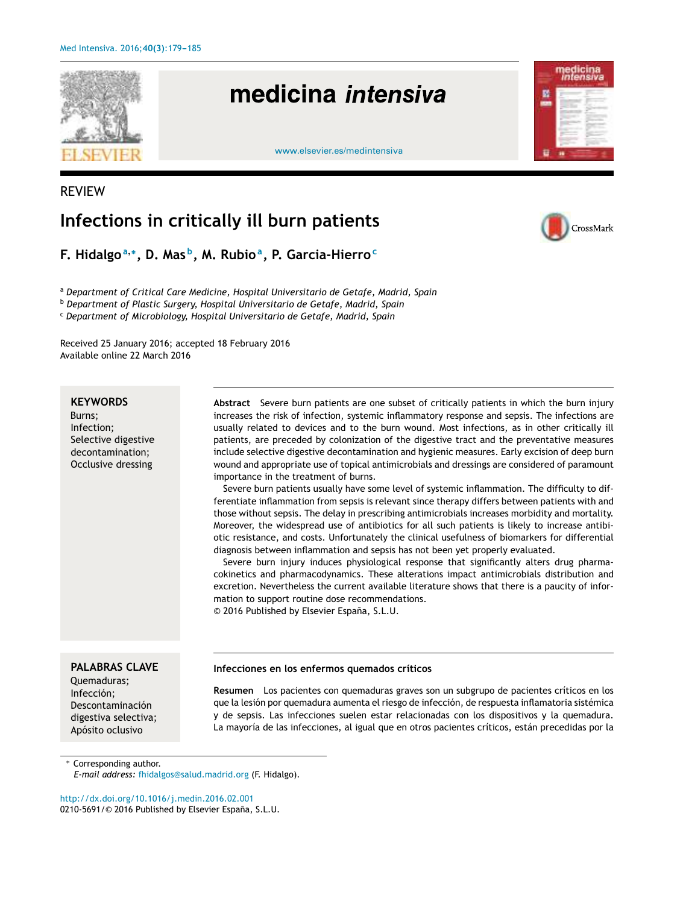REVIEW

# Infections in critically ill burn patients

**F. Hidalgo**[a,*], **D. Mas**[b], **M. Rubio**[a], **P. Garcia-Hierro**[c]

[a] *Department of Critical Care Medicine, Hospital Universitario de Getafe, Madrid, Spain*
[b] *Department of Plastic Surgery, Hospital Universitario de Getafe, Madrid, Spain*
[c] *Department of Microbiology, Hospital Universitario de Getafe, Madrid, Spain*

Received 25 January 2016; accepted 18 February 2016
Available online 22 March 2016

**KEYWORDS**
Burns;
Infection;
Selective digestive decontamination;
Occlusive dressing

**Abstract** Severe burn patients are one subset of critically patients in which the burn injury increases the risk of infection, systemic inflammatory response and sepsis. The infections are usually related to devices and to the burn wound. Most infections, as in other critically ill patients, are preceded by colonization of the digestive tract and the preventative measures include selective digestive decontamination and hygienic measures. Early excision of deep burn wound and appropriate use of topical antimicrobials and dressings are considered of paramount importance in the treatment of burns.

Severe burn patients usually have some level of systemic inflammation. The difficulty to differentiate inflammation from sepsis is relevant since therapy differs between patients with and those without sepsis. The delay in prescribing antimicrobials increases morbidity and mortality. Moreover, the widespread use of antibiotics for all such patients is likely to increase antibiotic resistance, and costs. Unfortunately the clinical usefulness of biomarkers for differential diagnosis between inflammation and sepsis has not been yet properly evaluated.

Severe burn injury induces physiological response that significantly alters drug pharmacokinetics and pharmacodynamics. These alterations impact antimicrobials distribution and excretion. Nevertheless the current available literature shows that there is a paucity of information to support routine dose recommendations.

© 2016 Published by Elsevier España, S.L.U.

**PALABRAS CLAVE**
Quemaduras;
Infección;
Descontaminación digestiva selectiva;
Apósito oclusivo

**Infecciones en los enfermos quemados críticos**

**Resumen** Los pacientes con quemaduras graves son un subgrupo de pacientes críticos en los que la lesión por quemadura aumenta el riesgo de infección, de respuesta inflamatoria sistémica y de sepsis. Las infecciones suelen estar relacionadas con los dispositivos y la quemadura. La mayoría de las infecciones, al igual que en otros pacientes críticos, están precedidas por la

* Corresponding author.
*E-mail address:* fhidalgos@salud.madrid.org (F. Hidalgo).

http://dx.doi.org/10.1016/j.medin.2016.02.001
0210-5691/© 2016 Published by Elsevier España, S.L.U.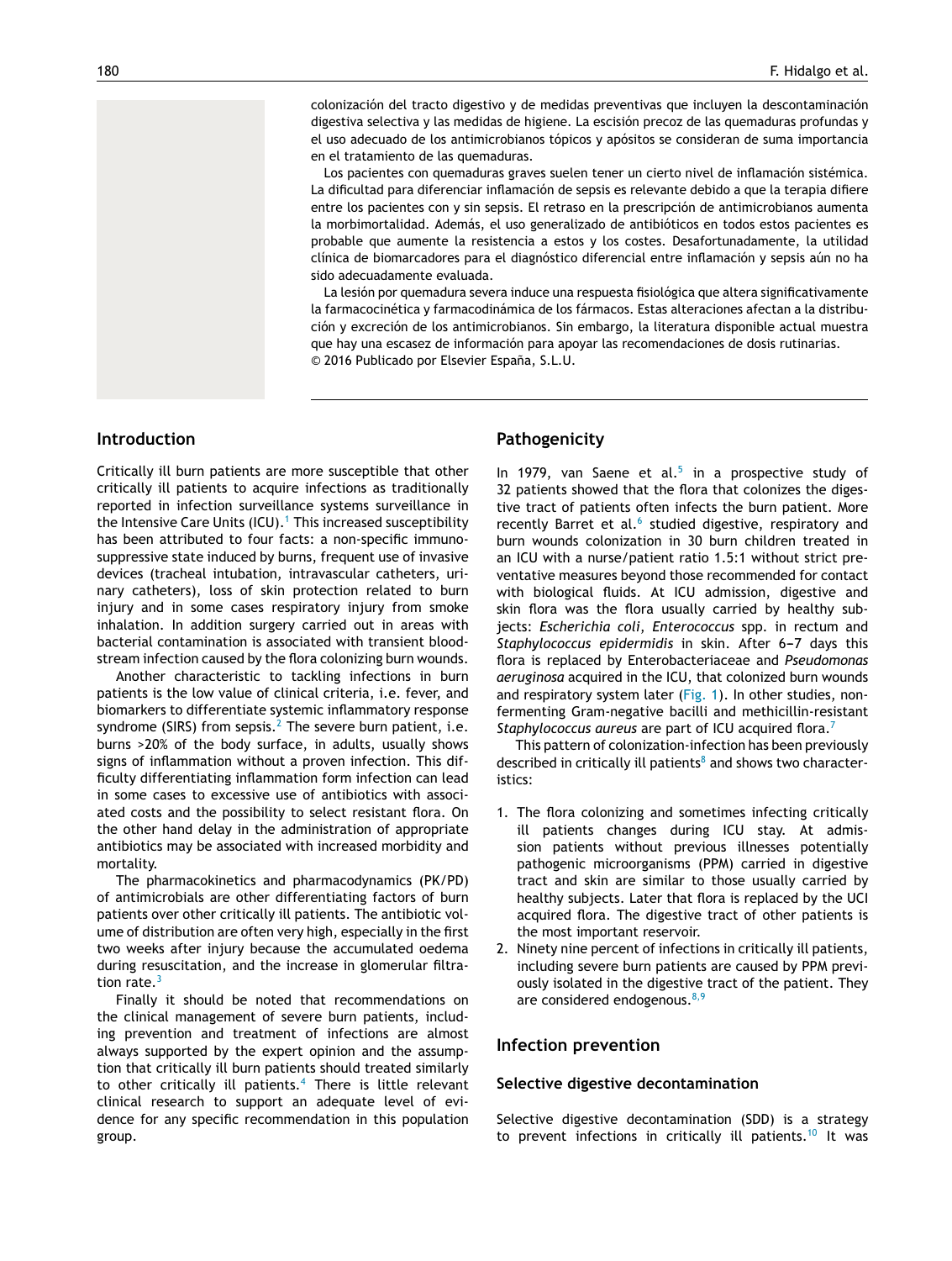colonización del tracto digestivo y de medidas preventivas que incluyen la descontaminación digestiva selectiva y las medidas de higiene. La escisión precoz de las quemaduras profundas y el uso adecuado de los antimicrobianos tópicos y apósitos se consideran de suma importancia en el tratamiento de las quemaduras.

Los pacientes con quemaduras graves suelen tener un cierto nivel de inflamación sistémica. La dificultad para diferenciar inflamación de sepsis es relevante debido a que la terapia difiere entre los pacientes con y sin sepsis. El retraso en la prescripción de antimicrobianos aumenta la morbimortalidad. Además, el uso generalizado de antibióticos en todos estos pacientes es probable que aumente la resistencia a estos y los costes. Desafortunadamente, la utilidad clínica de biomarcadores para el diagnóstico diferencial entre inflamación y sepsis aún no ha sido adecuadamente evaluada.

La lesión por quemadura severa induce una respuesta fisiológica que altera significativamente la farmacocinética y farmacodinámica de los fármacos. Estas alteraciones afectan a la distribución y excreción de los antimicrobianos. Sin embargo, la literatura disponible actual muestra que hay una escasez de información para apoyar las recomendaciones de dosis rutinarias.

© 2016 Publicado por Elsevier España, S.L.U.

## Introduction

Critically ill burn patients are more susceptible that other critically ill patients to acquire infections as traditionally reported in infection surveillance systems surveillance in the Intensive Care Units (ICU).[1] This increased susceptibility has been attributed to four facts: a non-specific immunosuppressive state induced by burns, frequent use of invasive devices (tracheal intubation, intravascular catheters, urinary catheters), loss of skin protection related to burn injury and in some cases respiratory injury from smoke inhalation. In addition surgery carried out in areas with bacterial contamination is associated with transient bloodstream infection caused by the flora colonizing burn wounds.

Another characteristic to tackling infections in burn patients is the low value of clinical criteria, i.e. fever, and biomarkers to differentiate systemic inflammatory response syndrome (SIRS) from sepsis.[2] The severe burn patient, i.e. burns >20% of the body surface, in adults, usually shows signs of inflammation without a proven infection. This difficulty differentiating inflammation form infection can lead in some cases to excessive use of antibiotics with associated costs and the possibility to select resistant flora. On the other hand delay in the administration of appropriate antibiotics may be associated with increased morbidity and mortality.

The pharmacokinetics and pharmacodynamics (PK/PD) of antimicrobials are other differentiating factors of burn patients over other critically ill patients. The antibiotic volume of distribution are often very high, especially in the first two weeks after injury because the accumulated oedema during resuscitation, and the increase in glomerular filtration rate.[3]

Finally it should be noted that recommendations on the clinical management of severe burn patients, including prevention and treatment of infections are almost always supported by the expert opinion and the assumption that critically ill burn patients should treated similarly to other critically ill patients.[4] There is little relevant clinical research to support an adequate level of evidence for any specific recommendation in this population group.

## Pathogenicity

In 1979, van Saene et al.[5] in a prospective study of 32 patients showed that the flora that colonizes the digestive tract of patients often infects the burn patient. More recently Barret et al.[6] studied digestive, respiratory and burn wounds colonization in 30 burn children treated in an ICU with a nurse/patient ratio 1.5:1 without strict preventative measures beyond those recommended for contact with biological fluids. At ICU admission, digestive and skin flora was the flora usually carried by healthy subjects: *Escherichia coli*, *Enterococcus* spp. in rectum and *Staphylococcus epidermidis* in skin. After 6–7 days this flora is replaced by Enterobacteriaceae and *Pseudomonas aeruginosa* acquired in the ICU, that colonized burn wounds and respiratory system later (Fig. 1). In other studies, non-fermenting Gram-negative bacilli and methicillin-resistant *Staphylococcus aureus* are part of ICU acquired flora.[7]

This pattern of colonization-infection has been previously described in critically ill patients[8] and shows two characteristics:

1. The flora colonizing and sometimes infecting critically ill patients changes during ICU stay. At admission patients without previous illnesses potentially pathogenic microorganisms (PPM) carried in digestive tract and skin are similar to those usually carried by healthy subjects. Later that flora is replaced by the UCI acquired flora. The digestive tract of other patients is the most important reservoir.
2. Ninety nine percent of infections in critically ill patients, including severe burn patients are caused by PPM previously isolated in the digestive tract of the patient. They are considered endogenous.[8,9]

## Infection prevention

### Selective digestive decontamination

Selective digestive decontamination (SDD) is a strategy to prevent infections in critically ill patients.[10] It was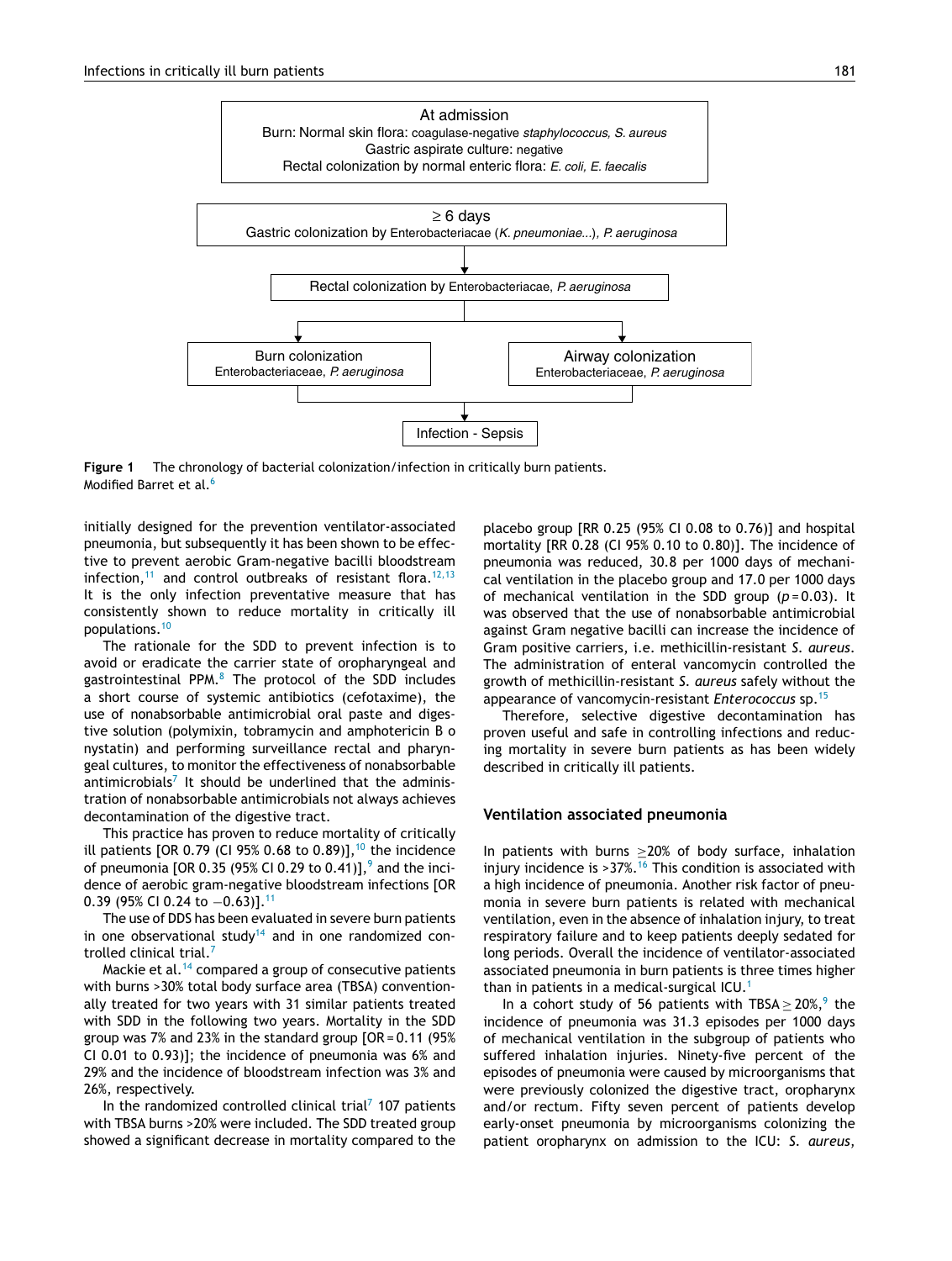At admission

Burn: Normal skin flora: coagulase-negative *staphylococcus, S. aureus*

Gastric aspirate culture: negative

Rectal colonization by normal enteric flora: *E. coli, E. faecalis*

≥ 6 days

Gastric colonization by Enterobacteriacae (*K. pneumoniae...*), *P. aeruginosa*

Rectal colonization by Enterobacteriacae, *P. aeruginosa*

Burn colonization

Enterobacteriaceae, *P. aeruginosa*

Airway colonization

Enterobacteriaceae, *P. aeruginosa*

Infection - Sepsis

**Figure 1** The chronology of bacterial colonization/infection in critically burn patients. Modified Barret et al.[6]

initially designed for the prevention ventilator-associated pneumonia, but subsequently it has been shown to be effective to prevent aerobic Gram-negative bacilli bloodstream infection,[11] and control outbreaks of resistant flora.[12,13] It is the only infection preventative measure that has consistently shown to reduce mortality in critically ill populations.[10]

The rationale for the SDD to prevent infection is to avoid or eradicate the carrier state of oropharyngeal and gastrointestinal PPM.[8] The protocol of the SDD includes a short course of systemic antibiotics (cefotaxime), the use of nonabsorbable antimicrobial oral paste and digestive solution (polymyxin, tobramycin and amphotericin B o nystatin) and performing surveillance rectal and pharyngeal cultures, to monitor the effectiveness of nonabsorbable antimicrobials[7] It should be underlined that the administration of nonabsorbable antimicrobials not always achieves decontamination of the digestive tract.

This practice has proven to reduce mortality of critically ill patients [OR 0.79 (CI 95% 0.68 to 0.89)],[10] the incidence of pneumonia [OR 0.35 (95% CI 0.29 to 0.41)],[9] and the incidence of aerobic gram-negative bloodstream infections [OR 0.39 (95% CI 0.24 to −0.63)].[11]

The use of DDS has been evaluated in severe burn patients in one observational study[14] and in one randomized controlled clinical trial.[7]

Mackie et al.[14] compared a group of consecutive patients with burns >30% total body surface area (TBSA) conventionally treated for two years with 31 similar patients treated with SDD in the following two years. Mortality in the SDD group was 7% and 23% in the standard group [OR = 0.11 (95% CI 0.01 to 0.93)]; the incidence of pneumonia was 6% and 29% and the incidence of bloodstream infection was 3% and 26%, respectively.

In the randomized controlled clinical trial[7] 107 patients with TBSA burns >20% were included. The SDD treated group showed a significant decrease in mortality compared to the placebo group [RR 0.25 (95% CI 0.08 to 0.76)] and hospital mortality [RR 0.28 (CI 95% 0.10 to 0.80)]. The incidence of pneumonia was reduced, 30.8 per 1000 days of mechanical ventilation in the placebo group and 17.0 per 1000 days of mechanical ventilation in the SDD group ($p = 0.03$). It was observed that the use of nonabsorbable antimicrobial against Gram negative bacilli can increase the incidence of Gram positive carriers, i.e. methicillin-resistant *S. aureus*. The administration of enteral vancomycin controlled the growth of methicillin-resistant *S. aureus* safely without the appearance of vancomycin-resistant *Enterococcus* sp.[15]

Therefore, selective digestive decontamination has proven useful and safe in controlling infections and reducing mortality in severe burn patients as has been widely described in critically ill patients.

## Ventilation associated pneumonia

In patients with burns ≥20% of body surface, inhalation injury incidence is >37%.[16] This condition is associated with a high incidence of pneumonia. Another risk factor of pneumonia in severe burn patients is related with mechanical ventilation, even in the absence of inhalation injury, to treat respiratory failure and to keep patients deeply sedated for long periods. Overall the incidence of ventilator-associated associated pneumonia in burn patients is three times higher than in patients in a medical-surgical ICU.[1]

In a cohort study of 56 patients with TBSA ≥ 20%,[9] the incidence of pneumonia was 31.3 episodes per 1000 days of mechanical ventilation in the subgroup of patients who suffered inhalation injuries. Ninety-five percent of the episodes of pneumonia were caused by microorganisms that were previously colonized the digestive tract, oropharynx and/or rectum. Fifty seven percent of patients develop early-onset pneumonia by microorganisms colonizing the patient oropharynx on admission to the ICU: *S. aureus*,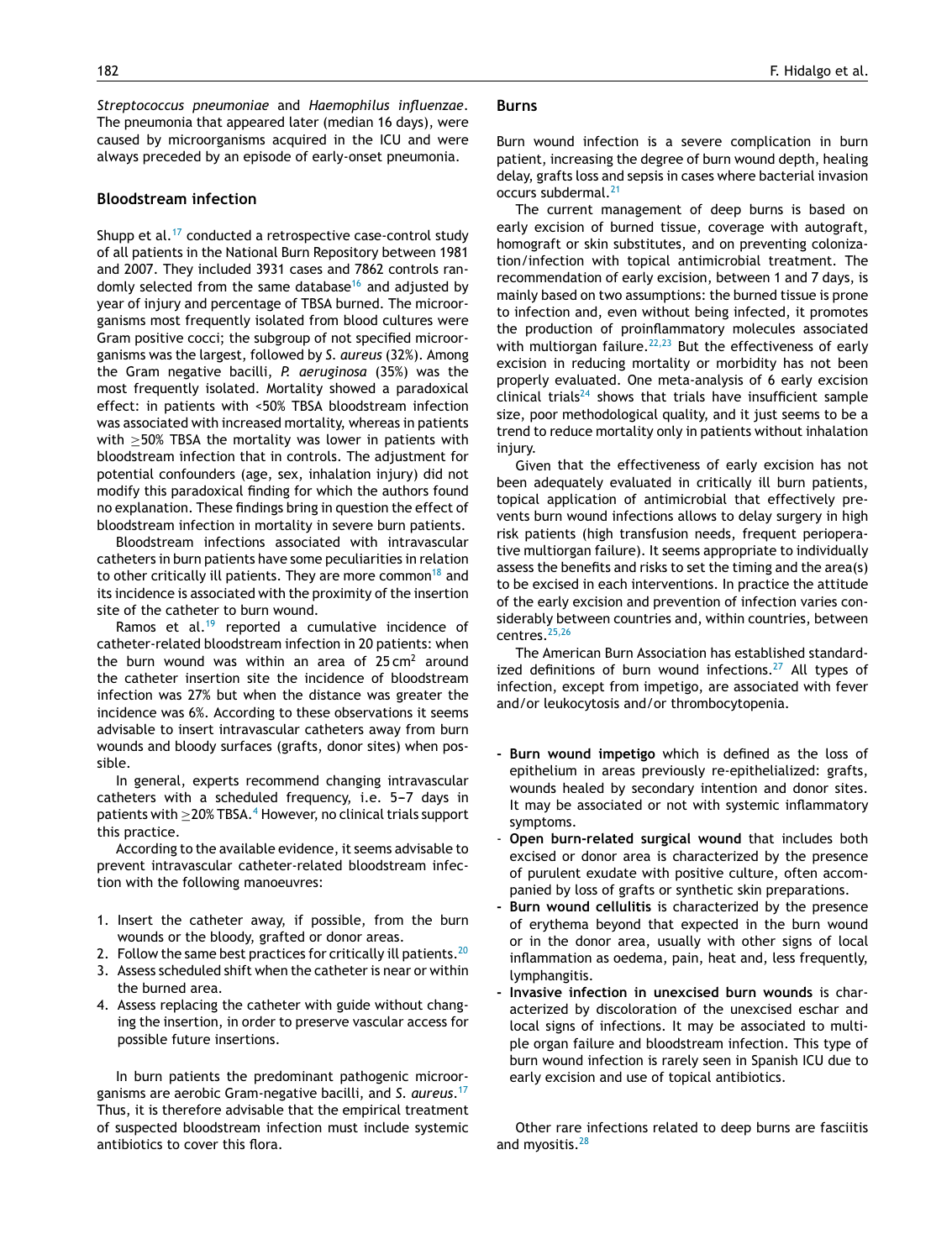*Streptococcus pneumoniae* and *Haemophilus influenzae*. The pneumonia that appeared later (median 16 days), were caused by microorganisms acquired in the ICU and were always preceded by an episode of early-onset pneumonia.

## Bloodstream infection

Shupp et al.[17] conducted a retrospective case-control study of all patients in the National Burn Repository between 1981 and 2007. They included 3931 cases and 7862 controls randomly selected from the same database[16] and adjusted by year of injury and percentage of TBSA burned. The microorganisms most frequently isolated from blood cultures were Gram positive cocci; the subgroup of not specified microorganisms was the largest, followed by *S. aureus* (32%). Among the Gram negative bacilli, *P. aeruginosa* (35%) was the most frequently isolated. Mortality showed a paradoxical effect: in patients with <50% TBSA bloodstream infection was associated with increased mortality, whereas in patients with ≥50% TBSA the mortality was lower in patients with bloodstream infection that in controls. The adjustment for potential confounders (age, sex, inhalation injury) did not modify this paradoxical finding for which the authors found no explanation. These findings bring in question the effect of bloodstream infection in mortality in severe burn patients.

Bloodstream infections associated with intravascular catheters in burn patients have some peculiarities in relation to other critically ill patients. They are more common[18] and its incidence is associated with the proximity of the insertion site of the catheter to burn wound.

Ramos et al.[19] reported a cumulative incidence of catheter-related bloodstream infection in 20 patients: when the burn wound was within an area of 25 $cm^2$ around the catheter insertion site the incidence of bloodstream infection was 27% but when the distance was greater the incidence was 6%. According to these observations it seems advisable to insert intravascular catheters away from burn wounds and bloody surfaces (grafts, donor sites) when possible.

In general, experts recommend changing intravascular catheters with a scheduled frequency, i.e. 5–7 days in patients with ≥20% TBSA.[4] However, no clinical trials support this practice.

According to the available evidence, it seems advisable to prevent intravascular catheter-related bloodstream infection with the following manoeuvres:

1. Insert the catheter away, if possible, from the burn wounds or the bloody, grafted or donor areas.
2. Follow the same best practices for critically ill patients.[20]
3. Assess scheduled shift when the catheter is near or within the burned area.
4. Assess replacing the catheter with guide without changing the insertion, in order to preserve vascular access for possible future insertions.

In burn patients the predominant pathogenic microorganisms are aerobic Gram-negative bacilli, and *S. aureus*.[17] Thus, it is therefore advisable that the empirical treatment of suspected bloodstream infection must include systemic antibiotics to cover this flora.

## Burns

Burn wound infection is a severe complication in burn patient, increasing the degree of burn wound depth, healing delay, grafts loss and sepsis in cases where bacterial invasion occurs subdermal.[21]

The current management of deep burns is based on early excision of burned tissue, coverage with autograft, homograft or skin substitutes, and on preventing colonization/infection with topical antimicrobial treatment. The recommendation of early excision, between 1 and 7 days, is mainly based on two assumptions: the burned tissue is prone to infection and, even without being infected, it promotes the production of proinflammatory molecules associated with multiorgan failure.[22,23] But the effectiveness of early excision in reducing mortality or morbidity has not been properly evaluated. One meta-analysis of 6 early excision clinical trials[24] shows that trials have insufficient sample size, poor methodological quality, and it just seems to be a trend to reduce mortality only in patients without inhalation injury.

Given that the effectiveness of early excision has not been adequately evaluated in critically ill burn patients, topical application of antimicrobial that effectively prevents burn wound infections allows to delay surgery in high risk patients (high transfusion needs, frequent perioperative multiorgan failure). It seems appropriate to individually assess the benefits and risks to set the timing and the area(s) to be excised in each interventions. In practice the attitude of the early excision and prevention of infection varies considerably between countries and, within countries, between centres.[25,26]

The American Burn Association has established standardized definitions of burn wound infections.[27] All types of infection, except from impetigo, are associated with fever and/or leukocytosis and/or thrombocytopenia.

- **Burn wound impetigo** which is defined as the loss of epithelium in areas previously re-epithelialized: grafts, wounds healed by secondary intention and donor sites. It may be associated or not with systemic inflammatory symptoms.
- **Open burn-related surgical wound** that includes both excised or donor area is characterized by the presence of purulent exudate with positive culture, often accompanied by loss of grafts or synthetic skin preparations.
- **Burn wound cellulitis** is characterized by the presence of erythema beyond that expected in the burn wound or in the donor area, usually with other signs of local inflammation as oedema, pain, heat and, less frequently, lymphangitis.
- **Invasive infection in unexcised burn wounds** is characterized by discoloration of the unexcised eschar and local signs of infections. It may be associated to multiple organ failure and bloodstream infection. This type of burn wound infection is rarely seen in Spanish ICU due to early excision and use of topical antibiotics.

Other rare infections related to deep burns are fasciitis and myositis.[28]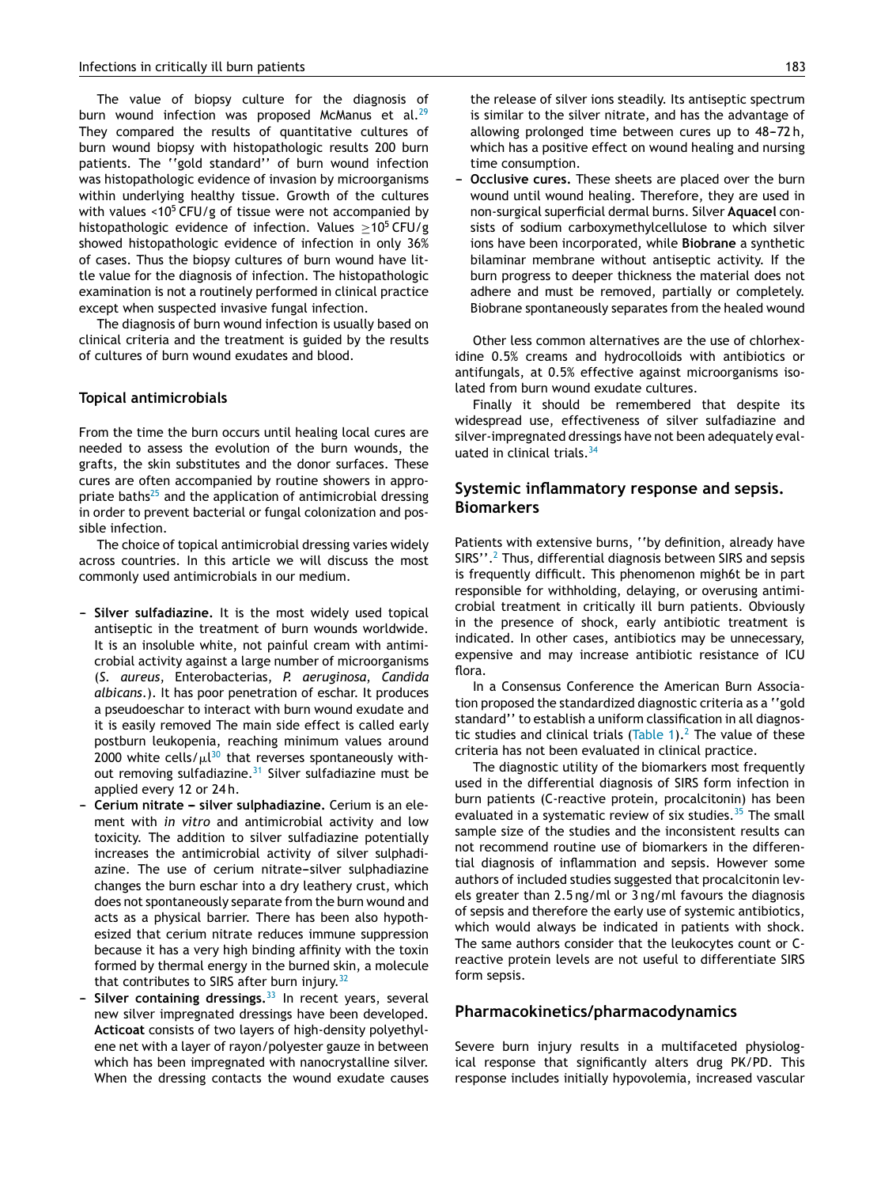The value of biopsy culture for the diagnosis of burn wound infection was proposed McManus et al.[29] They compared the results of quantitative cultures of burn wound biopsy with histopathologic results 200 burn patients. The ''gold standard'' of burn wound infection was histopathologic evidence of invasion by microorganisms within underlying healthy tissue. Growth of the cultures with values <$10^5$ CFU/g of tissue were not accompanied by histopathologic evidence of infection. Values $\geq 10^5$ CFU/g showed histopathologic evidence of infection in only 36% of cases. Thus the biopsy cultures of burn wound have little value for the diagnosis of infection. The histopathologic examination is not a routinely performed in clinical practice except when suspected invasive fungal infection.

The diagnosis of burn wound infection is usually based on clinical criteria and the treatment is guided by the results of cultures of burn wound exudates and blood.

## Topical antimicrobials

From the time the burn occurs until healing local cures are needed to assess the evolution of the burn wounds, the grafts, the skin substitutes and the donor surfaces. These cures are often accompanied by routine showers in appropriate baths[25] and the application of antimicrobial dressing in order to prevent bacterial or fungal colonization and possible infection.

The choice of topical antimicrobial dressing varies widely across countries. In this article we will discuss the most commonly used antimicrobials in our medium.

- **Silver sulfadiazine.** It is the most widely used topical antiseptic in the treatment of burn wounds worldwide. It is an insoluble white, not painful cream with antimicrobial activity against a large number of microorganisms (*S. aureus*, Enterobacterias, *P. aeruginosa*, *Candida albicans*.). It has poor penetration of eschar. It produces a pseudoeschar to interact with burn wound exudate and it is easily removed The main side effect is called early postburn leukopenia, reaching minimum values around 2000 white cells/μl[30] that reverses spontaneously without removing sulfadiazine.[31] Silver sulfadiazine must be applied every 12 or 24 h.
- **Cerium nitrate – silver sulphadiazine.** Cerium is an element with *in vitro* and antimicrobial activity and low toxicity. The addition to silver sulfadiazine potentially increases the antimicrobial activity of silver sulphadiazine. The use of cerium nitrate–silver sulphadiazine changes the burn eschar into a dry leathery crust, which does not spontaneously separate from the burn wound and acts as a physical barrier. There has been also hypothesized that cerium nitrate reduces immune suppression because it has a very high binding affinity with the toxin formed by thermal energy in the burned skin, a molecule that contributes to SIRS after burn injury.[32]
- **Silver containing dressings.**[33] In recent years, several new silver impregnated dressings have been developed. **Acticoat** consists of two layers of high-density polyethylene net with a layer of rayon/polyester gauze in between which has been impregnated with nanocrystalline silver. When the dressing contacts the wound exudate causes the release of silver ions steadily. Its antiseptic spectrum is similar to the silver nitrate, and has the advantage of allowing prolonged time between cures up to 48–72 h, which has a positive effect on wound healing and nursing time consumption.
- **Occlusive cures.** These sheets are placed over the burn wound until wound healing. Therefore, they are used in non-surgical superficial dermal burns. Silver **Aquacel** consists of sodium carboxymethylcellulose to which silver ions have been incorporated, while **Biobrane** a synthetic bilaminar membrane without antiseptic activity. If the burn progress to deeper thickness the material does not adhere and must be removed, partially or completely. Biobrane spontaneously separates from the healed wound

Other less common alternatives are the use of chlorhexidine 0.5% creams and hydrocolloids with antibiotics or antifungals, at 0.5% effective against microorganisms isolated from burn wound exudate cultures.

Finally it should be remembered that despite its widespread use, effectiveness of silver sulfadiazine and silver-impregnated dressings have not been adequately evaluated in clinical trials.[34]

## Systemic inflammatory response and sepsis. Biomarkers

Patients with extensive burns, ''by definition, already have SIRS''.[2] Thus, differential diagnosis between SIRS and sepsis is frequently difficult. This phenomenon migh6t be in part responsible for withholding, delaying, or overusing antimicrobial treatment in critically ill burn patients. Obviously in the presence of shock, early antibiotic treatment is indicated. In other cases, antibiotics may be unnecessary, expensive and may increase antibiotic resistance of ICU flora.

In a Consensus Conference the American Burn Association proposed the standardized diagnostic criteria as a ''gold standard'' to establish a uniform classification in all diagnostic studies and clinical trials (Table 1).[2] The value of these criteria has not been evaluated in clinical practice.

The diagnostic utility of the biomarkers most frequently used in the differential diagnosis of SIRS form infection in burn patients (C-reactive protein, procalcitonin) has been evaluated in a systematic review of six studies.[35] The small sample size of the studies and the inconsistent results can not recommend routine use of biomarkers in the differential diagnosis of inflammation and sepsis. However some authors of included studies suggested that procalcitonin levels greater than 2.5 ng/ml or 3 ng/ml favours the diagnosis of sepsis and therefore the early use of systemic antibiotics, which would always be indicated in patients with shock. The same authors consider that the leukocytes count or C-reactive protein levels are not useful to differentiate SIRS form sepsis.

## Pharmacokinetics/pharmacodynamics

Severe burn injury results in a multifaceted physiological response that significantly alters drug PK/PD. This response includes initially hypovolemia, increased vascular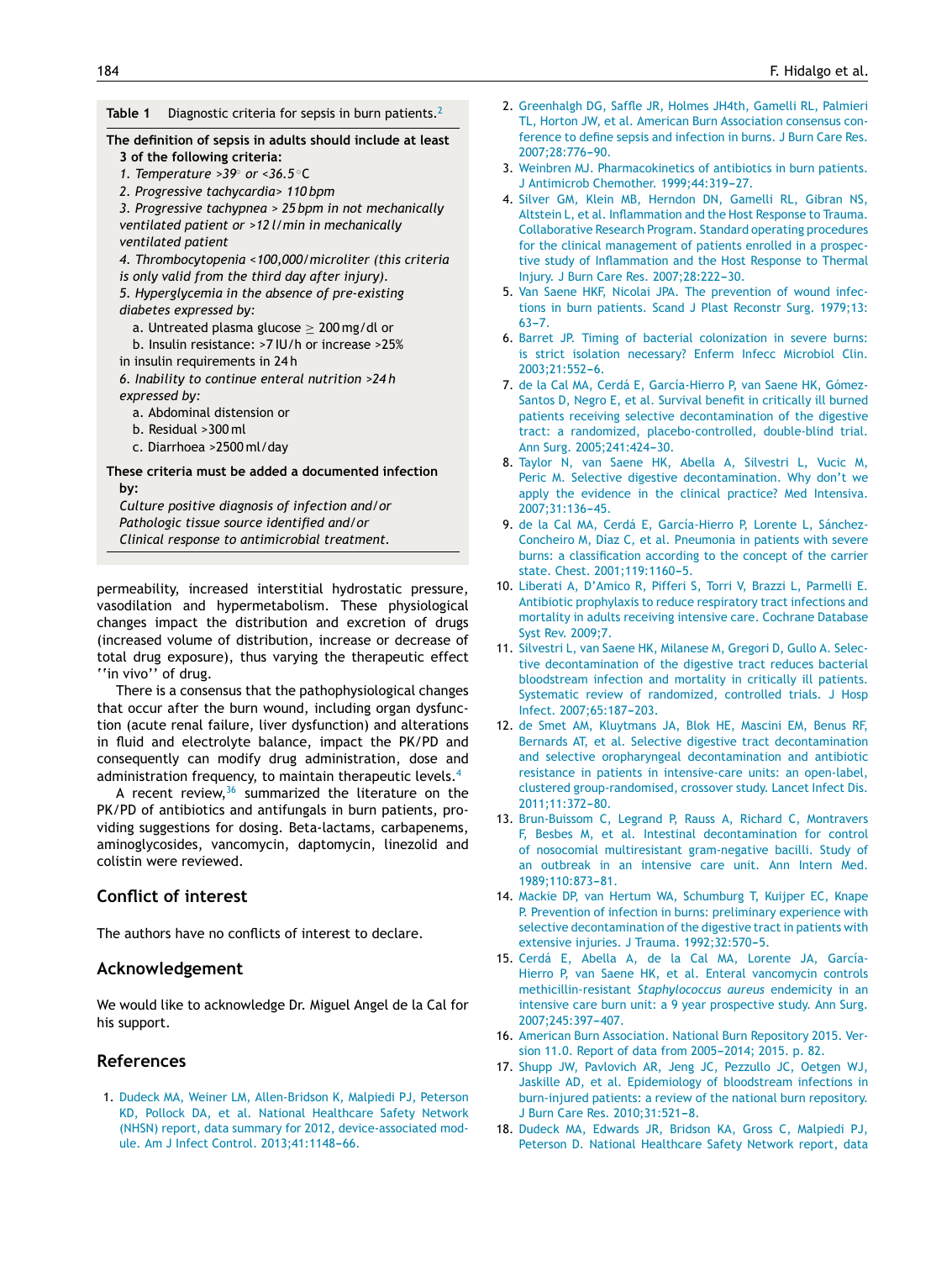**Table 1** Diagnostic criteria for sepsis in burn patients.[2]

**The definition of sepsis in adults should include at least 3 of the following criteria:**

*1. Temperature >39° or <36.5°C*

*2. Progressive tachycardia> 110 bpm*

*3. Progressive tachypnea > 25 bpm in not mechanically ventilated patient or >12 l/min in mechanically ventilated patient*

*4. Thrombocytopenia <100,000/microliter (this criteria is only valid from the third day after injury).*

*5. Hyperglycemia in the absence of pre-existing diabetes expressed by:*

a. Untreated plasma glucose ≥ 200 mg/dl or

b. Insulin resistance: >7 IU/h or increase >25% in insulin requirements in 24 h

*6. Inability to continue enteral nutrition >24 h expressed by:*

a. Abdominal distension or

b. Residual >300 ml

c. Diarrhoea >2500 ml/day

**These criteria must be added a documented infection by:**

*Culture positive diagnosis of infection and/or*

*Pathologic tissue source identified and/or*

*Clinical response to antimicrobial treatment.*

permeability, increased interstitial hydrostatic pressure, vasodilation and hypermetabolism. These physiological changes impact the distribution and excretion of drugs (increased volume of distribution, increase or decrease of total drug exposure), thus varying the therapeutic effect ''in vivo'' of drug.

There is a consensus that the pathophysiological changes that occur after the burn wound, including organ dysfunction (acute renal failure, liver dysfunction) and alterations in fluid and electrolyte balance, impact the PK/PD and consequently can modify drug administration, dose and administration frequency, to maintain therapeutic levels.[4]

A recent review,[36] summarized the literature on the PK/PD of antibiotics and antifungals in burn patients, providing suggestions for dosing. Beta-lactams, carbapenems, aminoglycosides, vancomycin, daptomycin, linezolid and colistin were reviewed.

## Conflict of interest

The authors have no conflicts of interest to declare.

## Acknowledgement

We would like to acknowledge Dr. Miguel Angel de la Cal for his support.

## References

1. Dudeck MA, Weiner LM, Allen-Bridson K, Malpiedi PJ, Peterson KD, Pollock DA, et al. National Healthcare Safety Network (NHSN) report, data summary for 2012, device-associated module. Am J Infect Control. 2013;41:1148–66.
2. Greenhalgh DG, Saffle JR, Holmes JH4th, Gamelli RL, Palmieri TL, Horton JW, et al. American Burn Association consensus conference to define sepsis and infection in burns. J Burn Care Res. 2007;28:776–90.
3. Weinbren MJ. Pharmacokinetics of antibiotics in burn patients. J Antimicrob Chemother. 1999;44:319–27.
4. Silver GM, Klein MB, Herndon DN, Gamelli RL, Gibran NS, Altstein L, et al. Inflammation and the Host Response to Trauma. Collaborative Research Program. Standard operating procedures for the clinical management of patients enrolled in a prospective study of Inflammation and the Host Response to Thermal Injury. J Burn Care Res. 2007;28:222–30.
5. Van Saene HKF, Nicolai JPA. The prevention of wound infections in burn patients. Scand J Plast Reconstr Surg. 1979;13:63–7.
6. Barret JP. Timing of bacterial colonization in severe burns: is strict isolation necessary? Enferm Infecc Microbiol Clin. 2003;21:552–6.
7. de la Cal MA, Cerdá E, García-Hierro P, van Saene HK, Gómez-Santos D, Negro E, et al. Survival benefit in critically ill burned patients receiving selective decontamination of the digestive tract: a randomized, placebo-controlled, double-blind trial. Ann Surg. 2005;241:424–30.
8. Taylor N, van Saene HK, Abella A, Silvestri L, Vucic M, Peric M. Selective digestive decontamination. Why don't we apply the evidence in the clinical practice? Med Intensiva. 2007;31:136–45.
9. de la Cal MA, Cerdá E, García-Hierro P, Lorente L, Sánchez-Concheiro M, Díaz C, et al. Pneumonia in patients with severe burns: a classification according to the concept of the carrier state. Chest. 2001;119:1160–5.
10. Liberati A, D'Amico R, Pifferi S, Torri V, Brazzi L, Parmelli E. Antibiotic prophylaxis to reduce respiratory tract infections and mortality in adults receiving intensive care. Cochrane Database Syst Rev. 2009;7.
11. Silvestri L, van Saene HK, Milanese M, Gregori D, Gullo A. Selective decontamination of the digestive tract reduces bacterial bloodstream infection and mortality in critically ill patients. Systematic review of randomized, controlled trials. J Hosp Infect. 2007;65:187–203.
12. de Smet AM, Kluytmans JA, Blok HE, Mascini EM, Benus RF, Bernards AT, et al. Selective digestive tract decontamination and selective oropharyngeal decontamination and antibiotic resistance in patients in intensive-care units: an open-label, clustered group-randomised, crossover study. Lancet Infect Dis. 2011;11:372–80.
13. Brun-Buisson C, Legrand P, Rauss A, Richard C, Montravers F, Besbes M, et al. Intestinal decontamination for control of nosocomial multiresistant gram-negative bacilli. Study of an outbreak in an intensive care unit. Ann Intern Med. 1989;110:873–81.
14. Mackie DP, van Hertum WA, Schumburg T, Kuijper EC, Knape P. Prevention of infection in burns: preliminary experience with selective decontamination of the digestive tract in patients with extensive injuries. J Trauma. 1992;32:570–5.
15. Cerdá E, Abella A, de la Cal MA, Lorente JA, García-Hierro P, van Saene HK, et al. Enteral vancomycin controls methicillin-resistant *Staphylococcus aureus* endemicity in an intensive care burn unit: a 9 year prospective study. Ann Surg. 2007;245:397–407.
16. American Burn Association. National Burn Repository 2015. Version 11.0. Report of data from 2005–2014; 2015. p. 82.
17. Shupp JW, Pavlovich AR, Jeng JC, Pezzullo JC, Oetgen WJ, Jaskille AD, et al. Epidemiology of bloodstream infections in burn-injured patients: a review of the national burn repository. J Burn Care Res. 2010;31:521–8.
18. Dudeck MA, Edwards JR, Bridson KA, Gross C, Malpiedi PJ, Peterson D. National Healthcare Safety Network report, data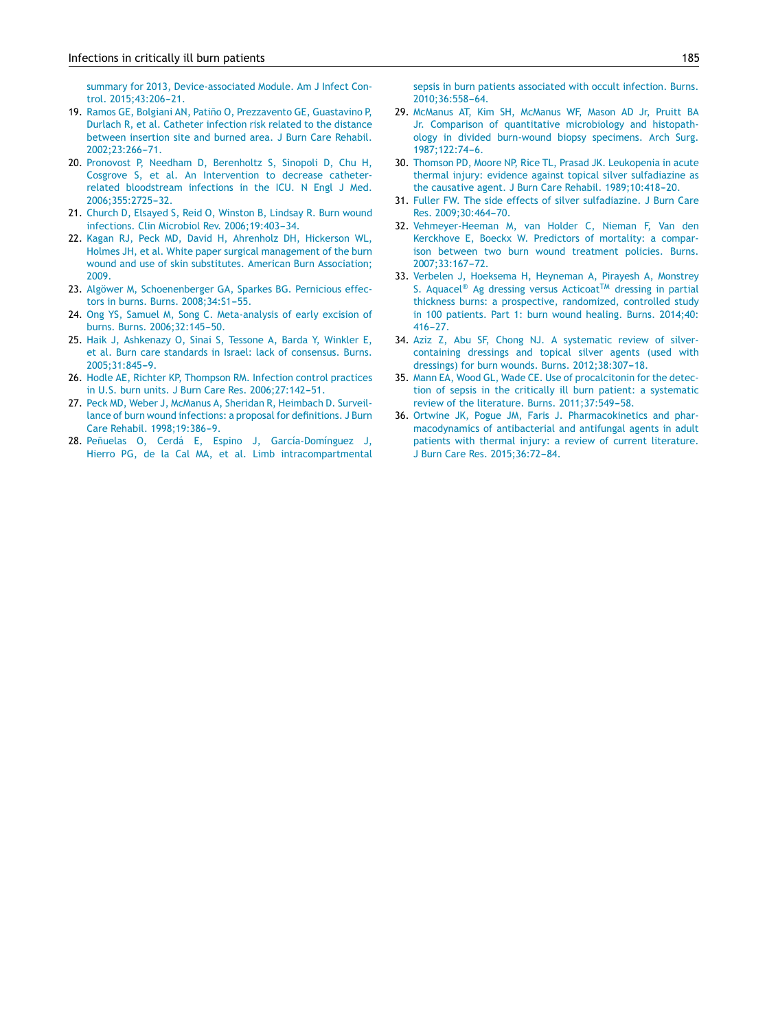summary for 2013, Device-associated Module. Am J Infect Control. 2015;43:206–21.

19. Ramos GE, Bolgiani AN, Patiño O, Prezzavento GE, Guastavino P, Durlach R, et al. Catheter infection risk related to the distance between insertion site and burned area. J Burn Care Rehabil. 2002;23:266–71.
20. Pronovost P, Needham D, Berenholtz S, Sinopoli D, Chu H, Cosgrove S, et al. An Intervention to decrease catheter-related bloodstream infections in the ICU. N Engl J Med. 2006;355:2725–32.
21. Church D, Elsayed S, Reid O, Winston B, Lindsay R. Burn wound infections. Clin Microbiol Rev. 2006;19:403–34.
22. Kagan RJ, Peck MD, David H, Ahrenholz DH, Hickerson WL, Holmes JH, et al. White paper surgical management of the burn wound and use of skin substitutes. American Burn Association; 2009.
23. Algöwer M, Schoenenberger GA, Sparkes BG. Pernicious effectors in burns. Burns. 2008;34:S1–55.
24. Ong YS, Samuel M, Song C. Meta-analysis of early excision of burns. Burns. 2006;32:145–50.
25. Haik J, Ashkenazy O, Sinai S, Tessone A, Barda Y, Winkler E, et al. Burn care standards in Israel: lack of consensus. Burns. 2005;31:845–9.
26. Hodle AE, Richter KP, Thompson RM. Infection control practices in U.S. burn units. J Burn Care Res. 2006;27:142–51.
27. Peck MD, Weber J, McManus A, Sheridan R, Heimbach D. Surveillance of burn wound infections: a proposal for definitions. J Burn Care Rehabil. 1998;19:386–9.
28. Peñuelas O, Cerdá E, Espino J, García-Domínguez J, Hierro PG, de la Cal MA, et al. Limb intracompartmental sepsis in burn patients associated with occult infection. Burns. 2010;36:558–64.
29. McManus AT, Kim SH, McManus WF, Mason AD Jr, Pruitt BA Jr. Comparison of quantitative microbiology and histopathology in divided burn-wound biopsy specimens. Arch Surg. 1987;122:74–6.
30. Thomson PD, Moore NP, Rice TL, Prasad JK. Leukopenia in acute thermal injury: evidence against topical silver sulfadiazine as the causative agent. J Burn Care Rehabil. 1989;10:418–20.
31. Fuller FW. The side effects of silver sulfadiazine. J Burn Care Res. 2009;30:464–70.
32. Vehmeyer-Heeman M, van Holder C, Nieman F, Van den Kerckhove E, Boeckx W. Predictors of mortality: a comparison between two burn wound treatment policies. Burns. 2007;33:167–72.
33. Verbelen J, Hoeksema H, Heyneman A, Pirayesh A, Monstrey S. Aquacel® Ag dressing versus Acticoat™ dressing in partial thickness burns: a prospective, randomized, controlled study in 100 patients. Part 1: burn wound healing. Burns. 2014;40:416–27.
34. Aziz Z, Abu SF, Chong NJ. A systematic review of silver-containing dressings and topical silver agents (used with dressings) for burn wounds. Burns. 2012;38:307–18.
35. Mann EA, Wood GL, Wade CE. Use of procalcitonin for the detection of sepsis in the critically ill burn patient: a systematic review of the literature. Burns. 2011;37:549–58.
36. Ortwine JK, Pogue JM, Faris J. Pharmacokinetics and pharmacodynamics of antibacterial and antifungal agents in adult patients with thermal injury: a review of current literature. J Burn Care Res. 2015;36:72–84.